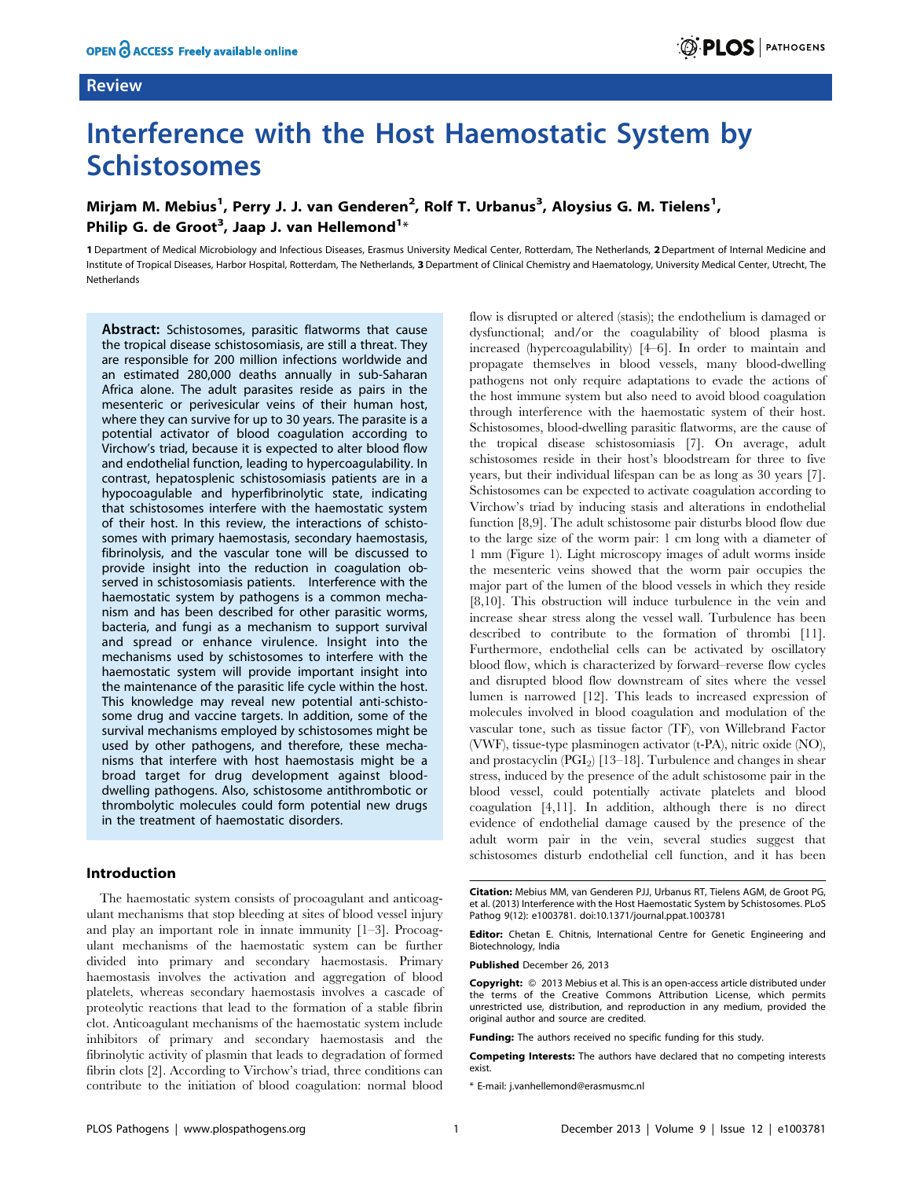Review

# Interference with the Host Haemostatic System by Schistosomes

**Mirjam M. Mebius[1], Perry J. J. van Genderen[2], Rolf T. Urbanus[3], Aloysius G. M. Tielens[1], Philip G. de Groot[3], Jaap J. van Hellemond[1]***

1 Department of Medical Microbiology and Infectious Diseases, Erasmus University Medical Center, Rotterdam, The Netherlands, 2 Department of Internal Medicine and Institute of Tropical Diseases, Harbor Hospital, Rotterdam, The Netherlands, 3 Department of Clinical Chemistry and Haematology, University Medical Center, Utrecht, The Netherlands

**Abstract:** Schistosomes, parasitic flatworms that cause the tropical disease schistosomiasis, are still a threat. They are responsible for 200 million infections worldwide and an estimated 280,000 deaths annually in sub-Saharan Africa alone. The adult parasites reside as pairs in the mesenteric or perivesicular veins of their human host, where they can survive for up to 30 years. The parasite is a potential activator of blood coagulation according to Virchow's triad, because it is expected to alter blood flow and endothelial function, leading to hypercoagulability. In contrast, hepatosplenic schistosomiasis patients are in a hypocoagulable and hyperfibrinolytic state, indicating that schistosomes interfere with the haemostatic system of their host. In this review, the interactions of schistosomes with primary haemostasis, secondary haemostasis, fibrinolysis, and the vascular tone will be discussed to provide insight into the reduction in coagulation observed in schistosomiasis patients. Interference with the haemostatic system by pathogens is a common mechanism and has been described for other parasitic worms, bacteria, and fungi as a mechanism to support survival and spread or enhance virulence. Insight into the mechanisms used by schistosomes to interfere with the haemostatic system will provide important insight into the maintenance of the parasitic life cycle within the host. This knowledge may reveal new potential anti-schistosome drug and vaccine targets. In addition, some of the survival mechanisms employed by schistosomes might be used by other pathogens, and therefore, these mechanisms that interfere with host haemostasis might be a broad target for drug development against blood-dwelling pathogens. Also, schistosome antithrombotic or thrombolytic molecules could form potential new drugs in the treatment of haemostatic disorders.

## Introduction

The haemostatic system consists of procoagulant and anticoagulant mechanisms that stop bleeding at sites of blood vessel injury and play an important role in innate immunity [1–3]. Procoagulant mechanisms of the haemostatic system can be further divided into primary and secondary haemostasis. Primary haemostasis involves the activation and aggregation of blood platelets, whereas secondary haemostasis involves a cascade of proteolytic reactions that lead to the formation of a stable fibrin clot. Anticoagulant mechanisms of the haemostatic system include inhibitors of primary and secondary haemostasis and the fibrinolytic activity of plasmin that leads to degradation of formed fibrin clots [2]. According to Virchow's triad, three conditions can contribute to the initiation of blood coagulation: normal blood flow is disrupted or altered (stasis); the endothelium is damaged or dysfunctional; and/or the coagulability of blood plasma is increased (hypercoagulability) [4–6]. In order to maintain and propagate themselves in blood vessels, many blood-dwelling pathogens not only require adaptations to evade the actions of the host immune system but also need to avoid blood coagulation through interference with the haemostatic system of their host. Schistosomes, blood-dwelling parasitic flatworms, are the cause of the tropical disease schistosomiasis [7]. On average, adult schistosomes reside in their host's bloodstream for three to five years, but their individual lifespan can be as long as 30 years [7]. Schistosomes can be expected to activate coagulation according to Virchow's triad by inducing stasis and alterations in endothelial function [8,9]. The adult schistosome pair disturbs blood flow due to the large size of the worm pair: 1 cm long with a diameter of 1 mm (Figure 1). Light microscopy images of adult worms inside the mesenteric veins showed that the worm pair occupies the major part of the lumen of the blood vessels in which they reside [8,10]. This obstruction will induce turbulence in the vein and increase shear stress along the vessel wall. Turbulence has been described to contribute to the formation of thrombi [11]. Furthermore, endothelial cells can be activated by oscillatory blood flow, which is characterized by forward–reverse flow cycles and disrupted blood flow downstream of sites where the vessel lumen is narrowed [12]. This leads to increased expression of molecules involved in blood coagulation and modulation of the vascular tone, such as tissue factor (TF), von Willebrand Factor (VWF), tissue-type plasminogen activator (t-PA), nitric oxide (NO), and prostacyclin ($PGI_2$) [13–18]. Turbulence and changes in shear stress, induced by the presence of the adult schistosome pair in the blood vessel, could potentially activate platelets and blood coagulation [4,11]. In addition, although there is no direct evidence of endothelial damage caused by the presence of the adult worm pair in the vein, several studies suggest that schistosomes disturb endothelial cell function, and it has been

**Citation:** Mebius MM, van Genderen PJJ, Urbanus RT, Tielens AGM, de Groot PG, et al. (2013) Interference with the Host Haemostatic System by Schistosomes. PLoS Pathog 9(12): e1003781. doi:10.1371/journal.ppat.1003781

**Editor:** Chetan E. Chitnis, International Centre for Genetic Engineering and Biotechnology, India

**Published** December 26, 2013

**Copyright:** © 2013 Mebius et al. This is an open-access article distributed under the terms of the Creative Commons Attribution License, which permits unrestricted use, distribution, and reproduction in any medium, provided the original author and source are credited.

**Funding:** The authors received no specific funding for this study.

**Competing Interests:** The authors have declared that no competing interests exist.

* E-mail: j.vanhellemond@erasmusmc.nl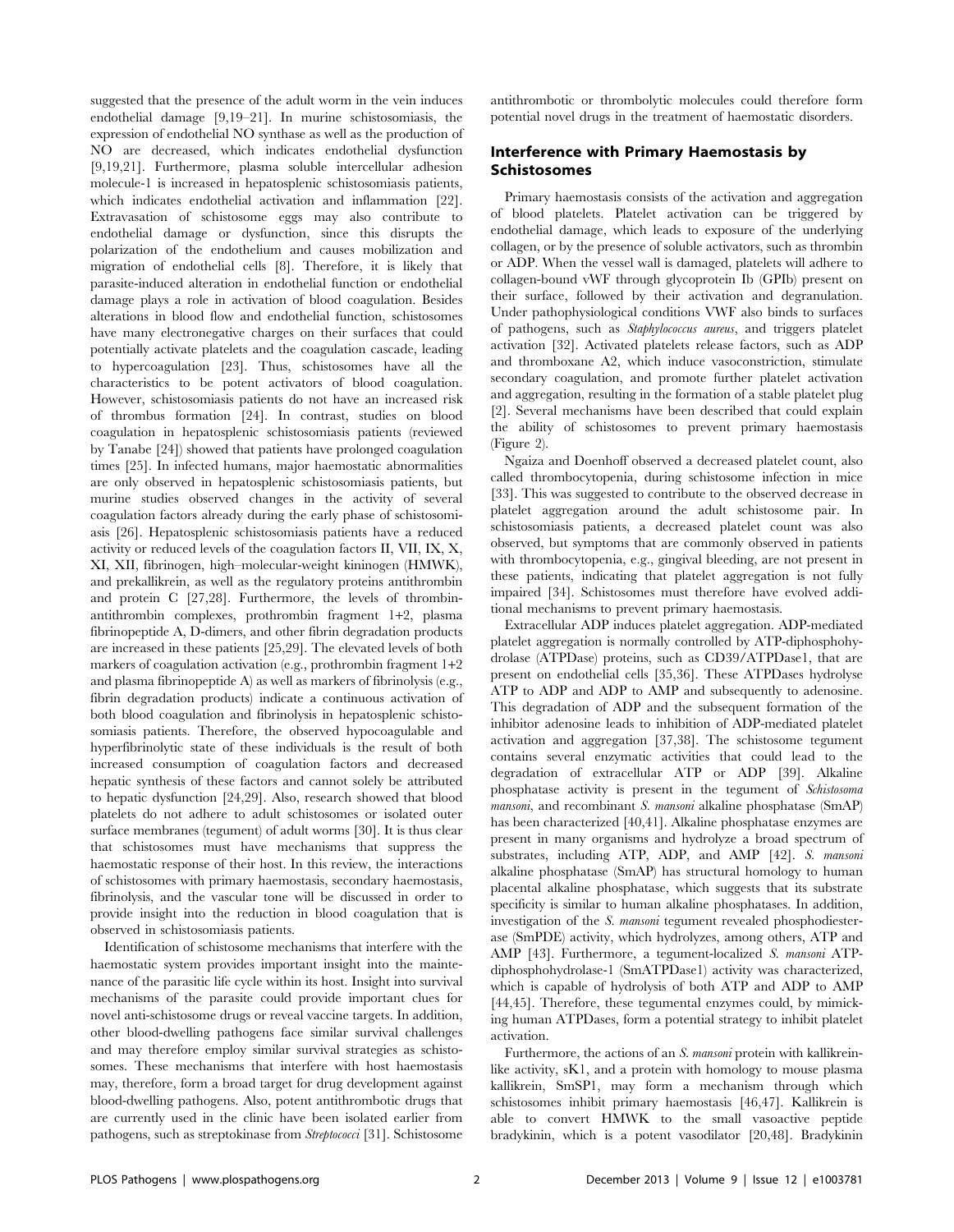suggested that the presence of the adult worm in the vein induces endothelial damage [9,19–21]. In murine schistosomiasis, the expression of endothelial NO synthase as well as the production of NO are decreased, which indicates endothelial dysfunction [9,19,21]. Furthermore, plasma soluble intercellular adhesion molecule-1 is increased in hepatosplenic schistosomiasis patients, which indicates endothelial activation and inflammation [22]. Extravasation of schistosome eggs may also contribute to endothelial damage or dysfunction, since this disrupts the polarization of the endothelium and causes mobilization and migration of endothelial cells [8]. Therefore, it is likely that parasite-induced alteration in endothelial function or endothelial damage plays a role in activation of blood coagulation. Besides alterations in blood flow and endothelial function, schistosomes have many electronegative charges on their surfaces that could potentially activate platelets and the coagulation cascade, leading to hypercoagulation [23]. Thus, schistosomes have all the characteristics to be potent activators of blood coagulation. However, schistosomiasis patients do not have an increased risk of thrombus formation [24]. In contrast, studies on blood coagulation in hepatosplenic schistosomiasis patients (reviewed by Tanabe [24]) showed that patients have prolonged coagulation times [25]. In infected humans, major haemostatic abnormalities are only observed in hepatosplenic schistosomiasis patients, but murine studies observed changes in the activity of several coagulation factors already during the early phase of schistosomiasis [26]. Hepatosplenic schistosomiasis patients have a reduced activity or reduced levels of the coagulation factors II, VII, IX, X, XI, XII, fibrinogen, high–molecular-weight kininogen (HMWK), and prekallikrein, as well as the regulatory proteins antithrombin and protein C [27,28]. Furthermore, the levels of thrombin-antithrombin complexes, prothrombin fragment 1+2, plasma fibrinopeptide A, D-dimers, and other fibrin degradation products are increased in these patients [25,29]. The elevated levels of both markers of coagulation activation (e.g., prothrombin fragment 1+2 and plasma fibrinopeptide A) as well as markers of fibrinolysis (e.g., fibrin degradation products) indicate a continuous activation of both blood coagulation and fibrinolysis in hepatosplenic schistosomiasis patients. Therefore, the observed hypocoagulable and hyperfibrinolytic state of these individuals is the result of both increased consumption of coagulation factors and decreased hepatic synthesis of these factors and cannot solely be attributed to hepatic dysfunction [24,29]. Also, research showed that blood platelets do not adhere to adult schistosomes or isolated outer surface membranes (tegument) of adult worms [30]. It is thus clear that schistosomes must have mechanisms that suppress the haemostatic response of their host. In this review, the interactions of schistosomes with primary haemostasis, secondary haemostasis, fibrinolysis, and the vascular tone will be discussed in order to provide insight into the reduction in blood coagulation that is observed in schistosomiasis patients.

Identification of schistosome mechanisms that interfere with the haemostatic system provides important insight into the maintenance of the parasitic life cycle within its host. Insight into survival mechanisms of the parasite could provide important clues for novel anti-schistosome drugs or reveal vaccine targets. In addition, other blood-dwelling pathogens face similar survival challenges and may therefore employ similar survival strategies as schistosomes. These mechanisms that interfere with host haemostasis may, therefore, form a broad target for drug development against blood-dwelling pathogens. Also, potent antithrombotic drugs that are currently used in the clinic have been isolated earlier from pathogens, such as streptokinase from *Streptococci* [31]. Schistosome antithrombotic or thrombolytic molecules could therefore form potential novel drugs in the treatment of haemostatic disorders.

## Interference with Primary Haemostasis by Schistosomes

Primary haemostasis consists of the activation and aggregation of blood platelets. Platelet activation can be triggered by endothelial damage, which leads to exposure of the underlying collagen, or by the presence of soluble activators, such as thrombin or ADP. When the vessel wall is damaged, platelets will adhere to collagen-bound vWF through glycoprotein Ib (GPIb) present on their surface, followed by their activation and degranulation. Under pathophysiological conditions VWF also binds to surfaces of pathogens, such as *Staphylococcus aureus*, and triggers platelet activation [32]. Activated platelets release factors, such as ADP and thromboxane A2, which induce vasoconstriction, stimulate secondary coagulation, and promote further platelet activation and aggregation, resulting in the formation of a stable platelet plug [2]. Several mechanisms have been described that could explain the ability of schistosomes to prevent primary haemostasis (Figure 2).

Ngaiza and Doenhoff observed a decreased platelet count, also called thrombocytopenia, during schistosome infection in mice [33]. This was suggested to contribute to the observed decrease in platelet aggregation around the adult schistosome pair. In schistosomiasis patients, a decreased platelet count was also observed, but symptoms that are commonly observed in patients with thrombocytopenia, e.g., gingival bleeding, are not present in these patients, indicating that platelet aggregation is not fully impaired [34]. Schistosomes must therefore have evolved additional mechanisms to prevent primary haemostasis.

Extracellular ADP induces platelet aggregation. ADP-mediated platelet aggregation is normally controlled by ATP-diphosphohydrolase (ATPDase) proteins, such as CD39/ATPDase1, that are present on endothelial cells [35,36]. These ATPDases hydrolyse ATP to ADP and ADP to AMP and subsequently to adenosine. This degradation of ADP and the subsequent formation of the inhibitor adenosine leads to inhibition of ADP-mediated platelet activation and aggregation [37,38]. The schistosome tegument contains several enzymatic activities that could lead to the degradation of extracellular ATP or ADP [39]. Alkaline phosphatase activity is present in the tegument of *Schistosoma mansoni*, and recombinant *S. mansoni* alkaline phosphatase (SmAP) has been characterized [40,41]. Alkaline phosphatase enzymes are present in many organisms and hydrolyze a broad spectrum of substrates, including ATP, ADP, and AMP [42]. *S. mansoni* alkaline phosphatase (SmAP) has structural homology to human placental alkaline phosphatase, which suggests that its substrate specificity is similar to human alkaline phosphatases. In addition, investigation of the *S. mansoni* tegument revealed phosphodiesterase (SmPDE) activity, which hydrolyzes, among others, ATP and AMP [43]. Furthermore, a tegument-localized *S. mansoni* ATP-diphosphohydrolase-1 (SmATPDase1) activity was characterized, which is capable of hydrolysis of both ATP and ADP to AMP [44,45]. Therefore, these tegumental enzymes could, by mimicking human ATPDases, form a potential strategy to inhibit platelet activation.

Furthermore, the actions of an *S. mansoni* protein with kallikrein-like activity, sK1, and a protein with homology to mouse plasma kallikrein, SmSP1, may form a mechanism through which schistosomes inhibit primary haemostasis [46,47]. Kallikrein is able to convert HMWK to the small vasoactive peptide bradykinin, which is a potent vasodilator [20,48]. Bradykinin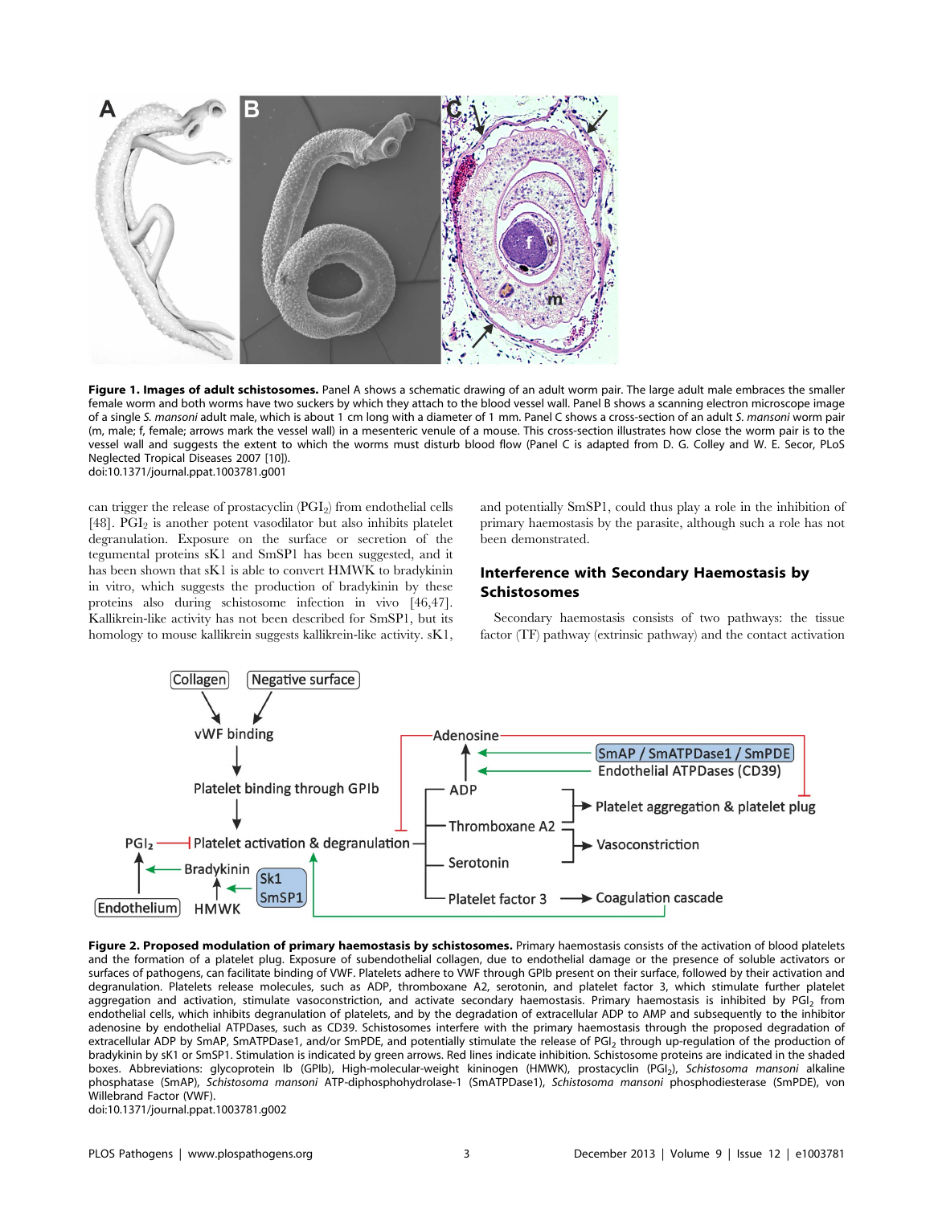**Figure 1. Images of adult schistosomes.** Panel A shows a schematic drawing of an adult worm pair. The large adult male embraces the smaller female worm and both worms have two suckers by which they attach to the blood vessel wall. Panel B shows a scanning electron microscope image of a single *S. mansoni* adult male, which is about 1 cm long with a diameter of 1 mm. Panel C shows a cross-section of an adult *S. mansoni* worm pair (m, male; f, female; arrows mark the vessel wall) in a mesenteric venule of a mouse. This cross-section illustrates how close the worm pair is to the vessel wall and suggests the extent to which the worms must disturb blood flow (Panel C is adapted from D. G. Colley and W. E. Secor, PLoS Neglected Tropical Diseases 2007 [10]).
doi:10.1371/journal.ppat.1003781.g001

can trigger the release of prostacyclin ($PGI_2$) from endothelial cells [48]. $PGI_2$ is another potent vasodilator but also inhibits platelet degranulation. Exposure on the surface or secretion of the tegumental proteins sK1 and SmSP1 has been suggested, and it has been shown that sK1 is able to convert HMWK to bradykinin in vitro, which suggests the production of bradykinin by these proteins also during schistosome infection in vivo [46,47]. Kallikrein-like activity has not been described for SmSP1, but its homology to mouse kallikrein suggests kallikrein-like activity. sK1, and potentially SmSP1, could thus play a role in the inhibition of primary haemostasis by the parasite, although such a role has not been demonstrated.

## Interference with Secondary Haemostasis by Schistosomes

Secondary haemostasis consists of two pathways: the tissue factor (TF) pathway (extrinsic pathway) and the contact activation

**Figure 2. Proposed modulation of primary haemostasis by schistosomes.** Primary haemostasis consists of the activation of blood platelets and the formation of a platelet plug. Exposure of subendothelial collagen, due to endothelial damage or the presence of soluble activators or surfaces of pathogens, can facilitate binding of VWF. Platelets adhere to VWF through GPIb present on their surface, followed by their activation and degranulation. Platelets release molecules, such as ADP, thromboxane A2, serotonin, and platelet factor 3, which stimulate further platelet aggregation and activation, stimulate vasoconstriction, and activate secondary haemostasis. Primary haemostasis is inhibited by $PGI_2$ from endothelial cells, which inhibits degranulation of platelets, and by the degradation of extracellular ADP to AMP and subsequently to the inhibitor adenosine by endothelial ATPDases, such as CD39. Schistosomes interfere with the primary haemostasis through the proposed degradation of extracellular ADP by SmAP, SmATPDase1, and/or SmPDE, and potentially stimulate the release of $PGI_2$ through up-regulation of the production of bradykinin by sK1 or SmSP1. Stimulation is indicated by green arrows. Red lines indicate inhibition. Schistosome proteins are indicated in the shaded boxes. Abbreviations: glycoprotein Ib (GPIb), High-molecular-weight kininogen (HMWK), prostacyclin ($PGI_2$), *Schistosoma mansoni* alkaline phosphatase (SmAP), *Schistosoma mansoni* ATP-diphosphohydrolase-1 (SmATPDase1), *Schistosoma mansoni* phosphodiesterase (SmPDE), von Willebrand Factor (VWF).
doi:10.1371/journal.ppat.1003781.g002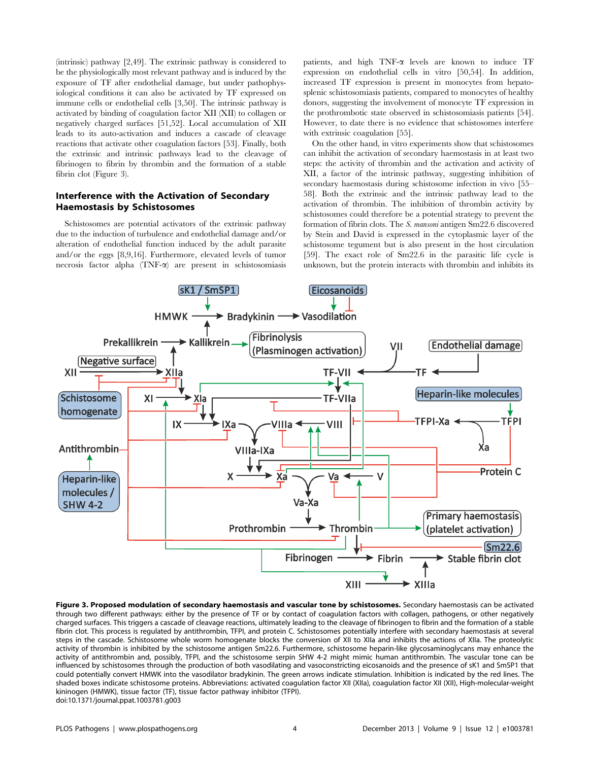(intrinsic) pathway [2,49]. The extrinsic pathway is considered to be the physiologically most relevant pathway and is induced by the exposure of TF after endothelial damage, but under pathophysiological conditions it can also be activated by TF expressed on immune cells or endothelial cells [3,50]. The intrinsic pathway is activated by binding of coagulation factor XII (XII) to collagen or negatively charged surfaces [51,52]. Local accumulation of XII leads to its auto-activation and induces a cascade of cleavage reactions that activate other coagulation factors [53]. Finally, both the extrinsic and intrinsic pathways lead to the cleavage of fibrinogen to fibrin by thrombin and the formation of a stable fibrin clot (Figure 3).

### Interference with the Activation of Secondary Haemostasis by Schistosomes

Schistosomes are potential activators of the extrinsic pathway due to the induction of turbulence and endothelial damage and/or alteration of endothelial function induced by the adult parasite and/or the eggs [8,9,16]. Furthermore, elevated levels of tumor necrosis factor alpha (TNF-α) are present in schistosomiasis patients, and high TNF-α levels are known to induce TF expression on endothelial cells in vitro [50,54]. In addition, increased TF expression is present in monocytes from hepatosplenic schistosomiasis patients, compared to monocytes of healthy donors, suggesting the involvement of monocyte TF expression in the prothrombotic state observed in schistosomiasis patients [54]. However, to date there is no evidence that schistosomes interfere with extrinsic coagulation [55].

On the other hand, in vitro experiments show that schistosomes can inhibit the activation of secondary haemostasis in at least two steps: the activity of thrombin and the activation and activity of XII, a factor of the intrinsic pathway, suggesting inhibition of secondary haemostasis during schistosome infection in vivo [55–58]. Both the extrinsic and the intrinsic pathway lead to the activation of thrombin. The inhibition of thrombin activity by schistosomes could therefore be a potential strategy to prevent the formation of fibrin clots. The *S. mansoni* antigen Sm22.6 discovered by Stein and David is expressed in the cytoplasmic layer of the schistosome tegument but is also present in the host circulation [59]. The exact role of Sm22.6 in the parasitic life cycle is unknown, but the protein interacts with thrombin and inhibits its

**Figure 3. Proposed modulation of secondary haemostasis and vascular tone by schistosomes.** Secondary haemostasis can be activated through two different pathways: either by the presence of TF or by contact of coagulation factors with collagen, pathogens, or other negatively charged surfaces. This triggers a cascade of cleavage reactions, ultimately leading to the cleavage of fibrinogen to fibrin and the formation of a stable fibrin clot. This process is regulated by antithrombin, TFPI, and protein C. Schistosomes potentially interfere with secondary haemostasis at several steps in the cascade. Schistosome whole worm homogenate blocks the conversion of XII to XIIa and inhibits the actions of XIIa. The proteolytic activity of thrombin is inhibited by the schistosome antigen Sm22.6. Furthermore, schistosome heparin-like glycosaminoglycans may enhance the activity of antithrombin and, possibly, TFPI, and the schistosome serpin SHW 4-2 might mimic human antithrombin. The vascular tone can be influenced by schistosomes through the production of both vasodilating and vasoconstricting eicosanoids and the presence of sK1 and SmSP1 that could potentially convert HMWK into the vasodilator bradykinin. The green arrows indicate stimulation. Inhibition is indicated by the red lines. The shaded boxes indicate schistosome proteins. Abbreviations: activated coagulation factor XII (XIIa), coagulation factor XII (XII), High-molecular-weight kininogen (HMWK), tissue factor (TF), tissue factor pathway inhibitor (TFPI).
doi:10.1371/journal.ppat.1003781.g003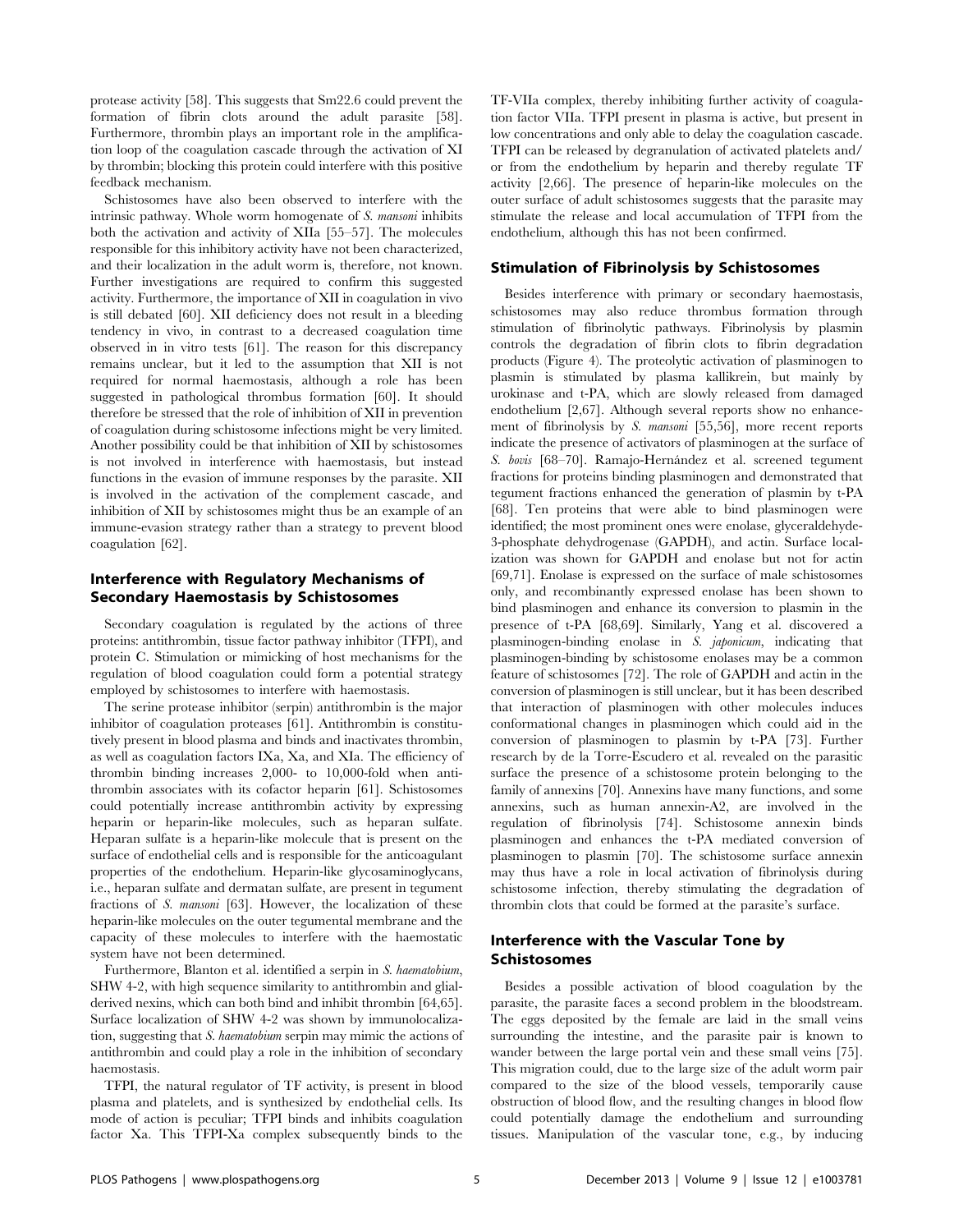protease activity [58]. This suggests that Sm22.6 could prevent the formation of fibrin clots around the adult parasite [58]. Furthermore, thrombin plays an important role in the amplification loop of the coagulation cascade through the activation of XI by thrombin; blocking this protein could interfere with this positive feedback mechanism.

Schistosomes have also been observed to interfere with the intrinsic pathway. Whole worm homogenate of *S. mansoni* inhibits both the activation and activity of XIIa [55–57]. The molecules responsible for this inhibitory activity have not been characterized, and their localization in the adult worm is, therefore, not known. Further investigations are required to confirm this suggested activity. Furthermore, the importance of XII in coagulation in vivo is still debated [60]. XII deficiency does not result in a bleeding tendency in vivo, in contrast to a decreased coagulation time observed in in vitro tests [61]. The reason for this discrepancy remains unclear, but it led to the assumption that XII is not required for normal haemostasis, although a role has been suggested in pathological thrombus formation [60]. It should therefore be stressed that the role of inhibition of XII in prevention of coagulation during schistosome infections might be very limited. Another possibility could be that inhibition of XII by schistosomes is not involved in interference with haemostasis, but instead functions in the evasion of immune responses by the parasite. XII is involved in the activation of the complement cascade, and inhibition of XII by schistosomes might thus be an example of an immune-evasion strategy rather than a strategy to prevent blood coagulation [62].

## Interference with Regulatory Mechanisms of Secondary Haemostasis by Schistosomes

Secondary coagulation is regulated by the actions of three proteins: antithrombin, tissue factor pathway inhibitor (TFPI), and protein C. Stimulation or mimicking of host mechanisms for the regulation of blood coagulation could form a potential strategy employed by schistosomes to interfere with haemostasis.

The serine protease inhibitor (serpin) antithrombin is the major inhibitor of coagulation proteases [61]. Antithrombin is constitutively present in blood plasma and binds and inactivates thrombin, as well as coagulation factors IXa, Xa, and XIa. The efficiency of thrombin binding increases 2,000- to 10,000-fold when antithrombin associates with its cofactor heparin [61]. Schistosomes could potentially increase antithrombin activity by expressing heparin or heparin-like molecules, such as heparan sulfate. Heparan sulfate is a heparin-like molecule that is present on the surface of endothelial cells and is responsible for the anticoagulant properties of the endothelium. Heparin-like glycosaminoglycans, i.e., heparan sulfate and dermatan sulfate, are present in tegument fractions of *S. mansoni* [63]. However, the localization of these heparin-like molecules on the outer tegumental membrane and the capacity of these molecules to interfere with the haemostatic system have not been determined.

Furthermore, Blanton et al. identified a serpin in *S. haematobium*, SHW 4-2, with high sequence similarity to antithrombin and glial-derived nexins, which can both bind and inhibit thrombin [64,65]. Surface localization of SHW 4-2 was shown by immunolocalization, suggesting that *S. haematobium* serpin may mimic the actions of antithrombin and could play a role in the inhibition of secondary haemostasis.

TFPI, the natural regulator of TF activity, is present in blood plasma and platelets, and is synthesized by endothelial cells. Its mode of action is peculiar; TFPI binds and inhibits coagulation factor Xa. This TFPI-Xa complex subsequently binds to the TF-VIIa complex, thereby inhibiting further activity of coagulation factor VIIa. TFPI present in plasma is active, but present in low concentrations and only able to delay the coagulation cascade. TFPI can be released by degranulation of activated platelets and/or from the endothelium by heparin and thereby regulate TF activity [2,66]. The presence of heparin-like molecules on the outer surface of adult schistosomes suggests that the parasite may stimulate the release and local accumulation of TFPI from the endothelium, although this has not been confirmed.

## Stimulation of Fibrinolysis by Schistosomes

Besides interference with primary or secondary haemostasis, schistosomes may also reduce thrombus formation through stimulation of fibrinolytic pathways. Fibrinolysis by plasmin controls the degradation of fibrin clots to fibrin degradation products (Figure 4). The proteolytic activation of plasminogen to plasmin is stimulated by plasma kallikrein, but mainly by urokinase and t-PA, which are slowly released from damaged endothelium [2,67]. Although several reports show no enhancement of fibrinolysis by *S. mansoni* [55,56], more recent reports indicate the presence of activators of plasminogen at the surface of *S. bovis* [68–70]. Ramajo-Hernández et al. screened tegument fractions for proteins binding plasminogen and demonstrated that tegument fractions enhanced the generation of plasmin by t-PA [68]. Ten proteins that were able to bind plasminogen were identified; the most prominent ones were enolase, glyceraldehyde-3-phosphate dehydrogenase (GAPDH), and actin. Surface localization was shown for GAPDH and enolase but not for actin [69,71]. Enolase is expressed on the surface of male schistosomes only, and recombinantly expressed enolase has been shown to bind plasminogen and enhance its conversion to plasmin in the presence of t-PA [68,69]. Similarly, Yang et al. discovered a plasminogen-binding enolase in *S. japonicum*, indicating that plasminogen-binding by schistosome enolases may be a common feature of schistosomes [72]. The role of GAPDH and actin in the conversion of plasminogen is still unclear, but it has been described that interaction of plasminogen with other molecules induces conformational changes in plasminogen which could aid in the conversion of plasminogen to plasmin by t-PA [73]. Further research by de la Torre-Escudero et al. revealed on the parasitic surface the presence of a schistosome protein belonging to the family of annexins [70]. Annexins have many functions, and some annexins, such as human annexin-A2, are involved in the regulation of fibrinolysis [74]. Schistosome annexin binds plasminogen and enhances the t-PA mediated conversion of plasminogen to plasmin [70]. The schistosome surface annexin may thus have a role in local activation of fibrinolysis during schistosome infection, thereby stimulating the degradation of thrombin clots that could be formed at the parasite's surface.

## Interference with the Vascular Tone by Schistosomes

Besides a possible activation of blood coagulation by the parasite, the parasite faces a second problem in the bloodstream. The eggs deposited by the female are laid in the small veins surrounding the intestine, and the parasite pair is known to wander between the large portal vein and these small veins [75]. This migration could, due to the large size of the adult worm pair compared to the size of the blood vessels, temporarily cause obstruction of blood flow, and the resulting changes in blood flow could potentially damage the endothelium and surrounding tissues. Manipulation of the vascular tone, e.g., by inducing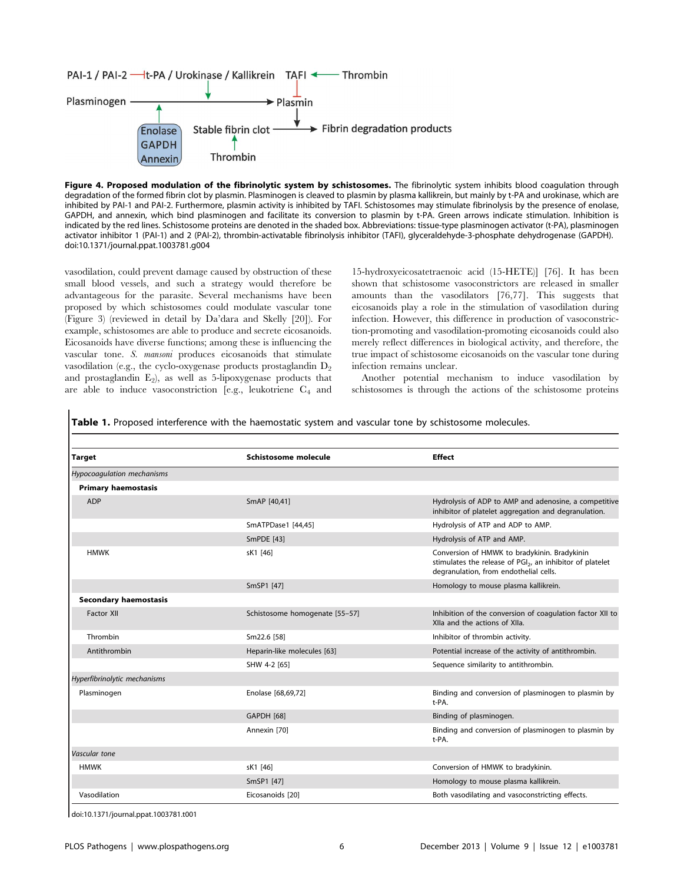**Figure 4. Proposed modulation of the fibrinolytic system by schistosomes.** The fibrinolytic system inhibits blood coagulation through degradation of the formed fibrin clot by plasmin. Plasminogen is cleaved to plasmin by plasma kallikrein, but mainly by t-PA and urokinase, which are inhibited by PAI-1 and PAI-2. Furthermore, plasmin activity is inhibited by TAFI. Schistosomes may stimulate fibrinolysis by the presence of enolase, GAPDH, and annexin, which bind plasminogen and facilitate its conversion to plasmin by t-PA. Green arrows indicate stimulation. Inhibition is indicated by the red lines. Schistosome proteins are denoted in the shaded box. Abbreviations: tissue-type plasminogen activator (t-PA), plasminogen activator inhibitor 1 (PAI-1) and 2 (PAI-2), thrombin-activatable fibrinolysis inhibitor (TAFI), glyceraldehyde-3-phosphate dehydrogenase (GAPDH).
doi:10.1371/journal.ppat.1003781.g004

vasodilation, could prevent damage caused by obstruction of these small blood vessels, and such a strategy would therefore be advantageous for the parasite. Several mechanisms have been proposed by which schistosomes could modulate vascular tone (Figure 3) (reviewed in detail by Da'dara and Skelly [20]). For example, schistosomes are able to produce and secrete eicosanoids. Eicosanoids have diverse functions; among these is influencing the vascular tone. *S. mansoni* produces eicosanoids that stimulate vasodilation (e.g., the cyclo-oxygenase products prostaglandin $D_2$ and prostaglandin $E_2$), as well as 5-lipoxygenase products that are able to induce vasoconstriction [e.g., leukotriene $C_4$ and 15-hydroxyeicosatetraenoic acid (15-HETE)] [76]. It has been shown that schistosome vasoconstrictors are released in smaller amounts than the vasodilators [76,77]. This suggests that eicosanoids play a role in the stimulation of vasodilation during infection. However, this difference in production of vasoconstriction-promoting and vasodilation-promoting eicosanoids could also merely reflect differences in biological activity, and therefore, the true impact of schistosome eicosanoids on the vascular tone during infection remains unclear.

Another potential mechanism to induce vasodilation by schistosomes is through the actions of the schistosome proteins

**Table 1.** Proposed interference with the haemostatic system and vascular tone by schistosome molecules.

| Target | Schistosome molecule | Effect |
|---|---|---|
| *Hypocoagulation mechanisms* | | |
| **Primary haemostasis** | | |
| ADP | SmAP [40,41] | Hydrolysis of ADP to AMP and adenosine, a competitive inhibitor of platelet aggregation and degranulation. |
| | SmATPDase1 [44,45] | Hydrolysis of ATP and ADP to AMP. |
| | SmPDE [43] | Hydrolysis of ATP and AMP. |
| HMWK | sK1 [46] | Conversion of HMWK to bradykinin. Bradykinin stimulates the release of $PGI_2$, an inhibitor of platelet degranulation, from endothelial cells. |
| | SmSP1 [47] | Homology to mouse plasma kallikrein. |
| **Secondary haemostasis** | | |
| Factor XII | Schistosome homogenate [55–57] | Inhibition of the conversion of coagulation factor XII to XIIa and the actions of XIIa. |
| Thrombin | Sm22.6 [58] | Inhibitor of thrombin activity. |
| Antithrombin | Heparin-like molecules [63] | Potential increase of the activity of antithrombin. |
| | SHW 4-2 [65] | Sequence similarity to antithrombin. |
| *Hyperfibrinolytic mechanisms* | | |
| Plasminogen | Enolase [68,69,72] | Binding and conversion of plasminogen to plasmin by t-PA. |
| | GAPDH [68] | Binding of plasminogen. |
| | Annexin [70] | Binding and conversion of plasminogen to plasmin by t-PA. |
| *Vascular tone* | | |
| HMWK | sK1 [46] | Conversion of HMWK to bradykinin. |
| | SmSP1 [47] | Homology to mouse plasma kallikrein. |
| Vasodilation | Eicosanoids [20] | Both vasodilating and vasoconstricting effects. |

doi:10.1371/journal.ppat.1003781.t001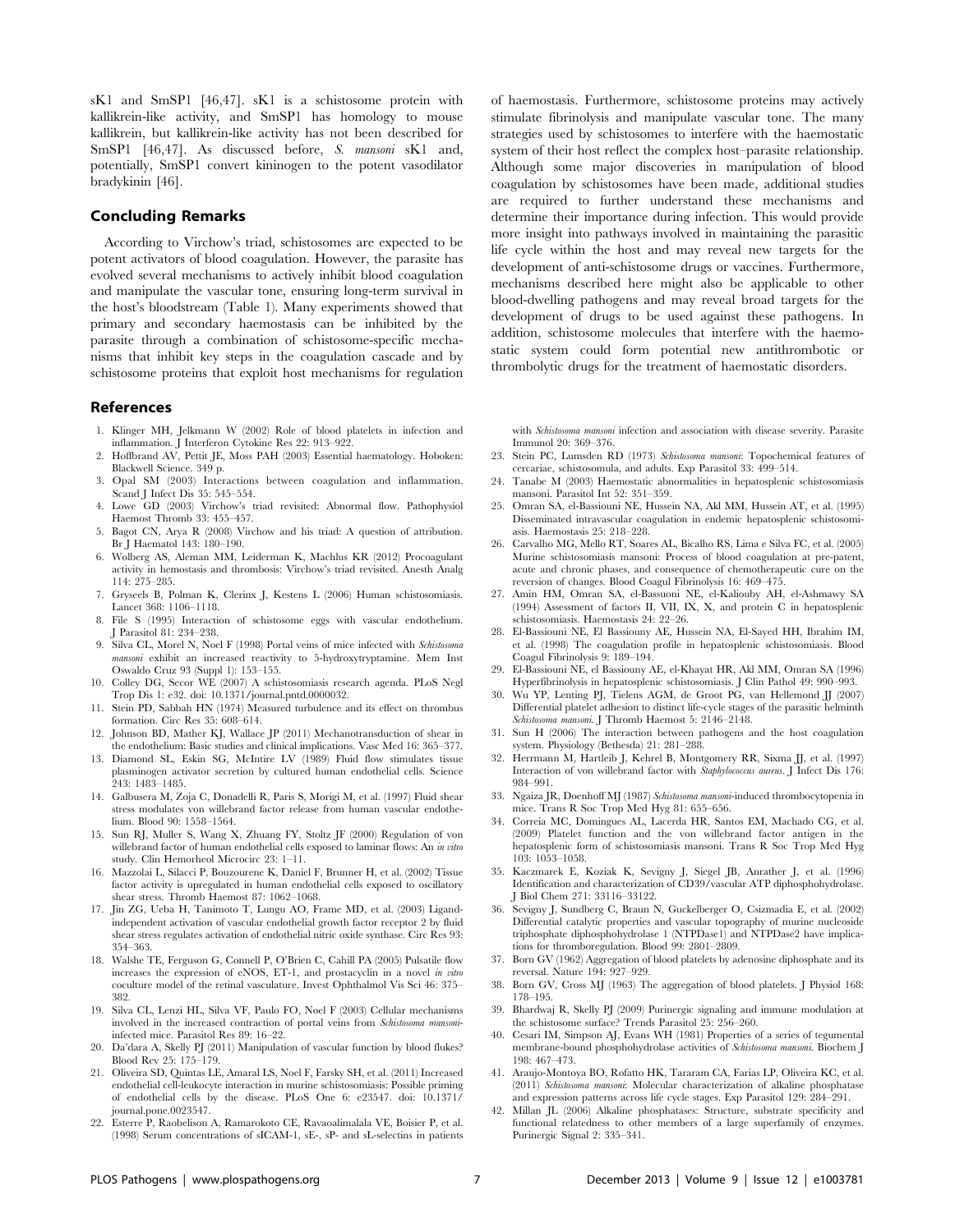sK1 and SmSP1 [46,47]. sK1 is a schistosome protein with kallikrein-like activity, and SmSP1 has homology to mouse kallikrein, but kallikrein-like activity has not been described for SmSP1 [46,47]. As discussed before, *S. mansoni* sK1 and, potentially, SmSP1 convert kininogen to the potent vasodilator bradykinin [46].

## Concluding Remarks

According to Virchow's triad, schistosomes are expected to be potent activators of blood coagulation. However, the parasite has evolved several mechanisms to actively inhibit blood coagulation and manipulate the vascular tone, ensuring long-term survival in the host's bloodstream (Table 1). Many experiments showed that primary and secondary haemostasis can be inhibited by the parasite through a combination of schistosome-specific mechanisms that inhibit key steps in the coagulation cascade and by schistosome proteins that exploit host mechanisms for regulation of haemostasis. Furthermore, schistosome proteins may actively stimulate fibrinolysis and manipulate vascular tone. The many strategies used by schistosomes to interfere with the haemostatic system of their host reflect the complex host–parasite relationship. Although some major discoveries in manipulation of blood coagulation by schistosomes have been made, additional studies are required to further understand these mechanisms and determine their importance during infection. This would provide more insight into pathways involved in maintaining the parasitic life cycle within the host and may reveal new targets for the development of anti-schistosome drugs or vaccines. Furthermore, mechanisms described here might also be applicable to other blood-dwelling pathogens and may reveal broad targets for the development of drugs to be used against these pathogens. In addition, schistosome molecules that interfere with the haemostatic system could form potential new antithrombotic or thrombolytic drugs for the treatment of haemostatic disorders.

## References

1. Klinger MH, Jelkmann W (2002) Role of blood platelets in infection and inflammation. J Interferon Cytokine Res 22: 913–922.
2. Hoffbrand AV, Pettit JE, Moss PAH (2003) Essential haematology. Hoboken: Blackwell Science. 349 p.
3. Opal SM (2003) Interactions between coagulation and inflammation. Scand J Infect Dis 35: 545–554.
4. Lowe GD (2003) Virchow's triad revisited: Abnormal flow. Pathophysiol Haemost Thromb 33: 455–457.
5. Bagot CN, Arya R (2008) Virchow and his triad: A question of attribution. Br J Haematol 143: 180–190.
6. Wolberg AS, Aleman MM, Leiderman K, Machlus KR (2012) Procoagulant activity in hemostasis and thrombosis: Virchow's triad revisited. Anesth Analg 114: 275–285.
7. Gryseels B, Polman K, Clerinx J, Kestens L (2006) Human schistosomiasis. Lancet 368: 1106–1118.
8. File S (1995) Interaction of schistosome eggs with vascular endothelium. J Parasitol 81: 234–238.
9. Silva CL, Morel N, Noel F (1998) Portal veins of mice infected with *Schistosoma mansoni* exhibit an increased reactivity to 5-hydroxytryptamine. Mem Inst Oswaldo Cruz 93 (Suppl 1): 153–155.
10. Colley DG, Secor WE (2007) A schistosomiasis research agenda. PLoS Negl Trop Dis 1: e32. doi: 10.1371/journal.pntd.0000032.
11. Stein PD, Sabbah HN (1974) Measured turbulence and its effect on thrombus formation. Circ Res 35: 608–614.
12. Johnson BD, Mather KJ, Wallace JP (2011) Mechanotransduction of shear in the endothelium: Basic studies and clinical implications. Vasc Med 16: 365–377.
13. Diamond SL, Eskin SG, McIntire LV (1989) Fluid flow stimulates tissue plasminogen activator secretion by cultured human endothelial cells. Science 243: 1483–1485.
14. Galbusera M, Zoja C, Donadelli R, Paris S, Morigi M, et al. (1997) Fluid shear stress modulates von willebrand factor release from human vascular endothelium. Blood 90: 1558–1564.
15. Sun RJ, Muller S, Wang X, Zhuang FY, Stoltz JF (2000) Regulation of von willebrand factor of human endothelial cells exposed to laminar flows: An *in vitro* study. Clin Hemorheol Microcirc 23: 1–11.
16. Mazzolai L, Silacci P, Bouzourene K, Daniel F, Brunner H, et al. (2002) Tissue factor activity is upregulated in human endothelial cells exposed to oscillatory shear stress. Thromb Haemost 87: 1062–1068.
17. Jin ZG, Ueba H, Tanimoto T, Lungu AO, Frame MD, et al. (2003) Ligand-independent activation of vascular endothelial growth factor receptor 2 by fluid shear stress regulates activation of endothelial nitric oxide synthase. Circ Res 93: 354–363.
18. Walshe TE, Ferguson G, Connell P, O'Brien C, Cahill PA (2005) Pulsatile flow increases the expression of eNOS, ET-1, and prostacyclin in a novel *in vitro* coculture model of the retinal vasculature. Invest Ophthalmol Vis Sci 46: 375–382.
19. Silva CL, Lenzi HL, Silva VF, Paulo FO, Noel F (2003) Cellular mechanisms involved in the increased contraction of portal veins from *Schistosoma mansoni*-infected mice. Parasitol Res 89: 16–22.
20. Da'dara A, Skelly PJ (2011) Manipulation of vascular function by blood flukes? Blood Rev 25: 175–179.
21. Oliveira SD, Quintas LE, Amaral LS, Noel F, Farsky SH, et al. (2011) Increased endothelial cell-leukocyte interaction in murine schistosomiasis: Possible priming of endothelial cells by the disease. PLoS One 6: e23547. doi: 10.1371/journal.pone.0023547.
22. Esterre P, Raobelison A, Ramarokoto CE, Ravaoalimalala VE, Boisier P, et al. (1998) Serum concentrations of sICAM-1, sE-, sP- and sL-selectins in patients with *Schistosoma mansoni* infection and association with disease severity. Parasite Immunol 20: 369–376.
23. Stein PC, Lumsden RD (1973) *Schistosoma mansoni*: Topochemical features of cercariae, schistosomula, and adults. Exp Parasitol 33: 499–514.
24. Tanabe M (2003) Haemostatic abnormalities in hepatosplenic schistosomiasis mansoni. Parasitol Int 52: 351–359.
25. Omran SA, el-Bassiouni NE, Hussein NA, Akl MM, Hussein AT, et al. (1995) Disseminated intravascular coagulation in endemic hepatosplenic schistosomiasis. Haemostasis 25: 218–228.
26. Carvalho MG, Mello RT, Soares AL, Bicalho RS, Lima e Silva FC, et al. (2005) Murine schistosomiasis mansoni: Process of blood coagulation at pre-patent, acute and chronic phases, and consequence of chemotherapeutic cure on the reversion of changes. Blood Coagul Fibrinolysis 16: 469–475.
27. Amin HM, Omran SA, el-Bassuoni NE, el-Kaliouby AH, el-Ashmawy SA (1994) Assessment of factors II, VII, IX, X, and protein C in hepatosplenic schistosomiasis. Haemostasis 24: 22–26.
28. El-Bassiouni NE, El Bassiouny AE, Hussein NA, El-Sayed HH, Ibrahim IM, et al. (1998) The coagulation profile in hepatosplenic schistosomiasis. Blood Coagul Fibrinolysis 9: 189–194.
29. El-Bassiouni NE, el Bassiouny AE, el-Khayat HR, Akl MM, Omran SA (1996) Hyperfibrinolysis in hepatosplenic schistosomiasis. J Clin Pathol 49: 990–993.
30. Wu YP, Lenting PJ, Tielens AGM, de Groot PG, van Hellemond JJ (2007) Differential platelet adhesion to distinct life-cycle stages of the parasitic helminth *Schistosoma mansoni*. J Thromb Haemost 5: 2146–2148.
31. Sun H (2006) The interaction between pathogens and the host coagulation system. Physiology (Bethesda) 21: 281–288.
32. Herrmann M, Hartleib J, Kehrel B, Montgomery RR, Sixma JJ, et al. (1997) Interaction of von willebrand factor with *Staphylococcus aureus*. J Infect Dis 176: 984–991.
33. Ngaiza JR, Doenhoff MJ (1987) *Schistosoma mansoni*-induced thrombocytopenia in mice. Trans R Soc Trop Med Hyg 81: 655–656.
34. Correia MC, Domingues AL, Lacerda HR, Santos EM, Machado CG, et al. (2009) Platelet function and the von willebrand factor antigen in the hepatosplenic form of schistosomiasis mansoni. Trans R Soc Trop Med Hyg 103: 1053–1058.
35. Kaczmarek E, Koziak K, Sevigny J, Siegel JB, Anrather J, et al. (1996) Identification and characterization of CD39/vascular ATP diphosphohydrolase. J Biol Chem 271: 33116–33122.
36. Sevigny J, Sundberg C, Braun N, Guckelberger O, Csizmadia E, et al. (2002) Differential catalytic properties and vascular topography of murine nucleoside triphosphate diphosphohydrolase 1 (NTPDase1) and NTPDase2 have implications for thromboregulation. Blood 99: 2801–2809.
37. Born GV (1962) Aggregation of blood platelets by adenosine diphosphate and its reversal. Nature 194: 927–929.
38. Born GV, Cross MJ (1963) The aggregation of blood platelets. J Physiol 168: 178–195.
39. Bhardwaj R, Skelly PJ (2009) Purinergic signaling and immune modulation at the schistosome surface? Trends Parasitol 25: 256–260.
40. Cesari IM, Simpson AJ, Evans WH (1981) Properties of a series of tegumental membrane-bound phosphohydrolase activities of *Schistosoma mansoni*. Biochem J 198: 467–473.
41. Araujo-Montoya BO, Rofatto HK, Tararam CA, Farias LP, Oliveira KC, et al. (2011) *Schistosoma mansoni*: Molecular characterization of alkaline phosphatase and expression patterns across life cycle stages. Exp Parasitol 129: 284–291.
42. Millan JL (2006) Alkaline phosphatases: Structure, substrate specificity and functional relatedness to other members of a large superfamily of enzymes. Purinergic Signal 2: 335–341.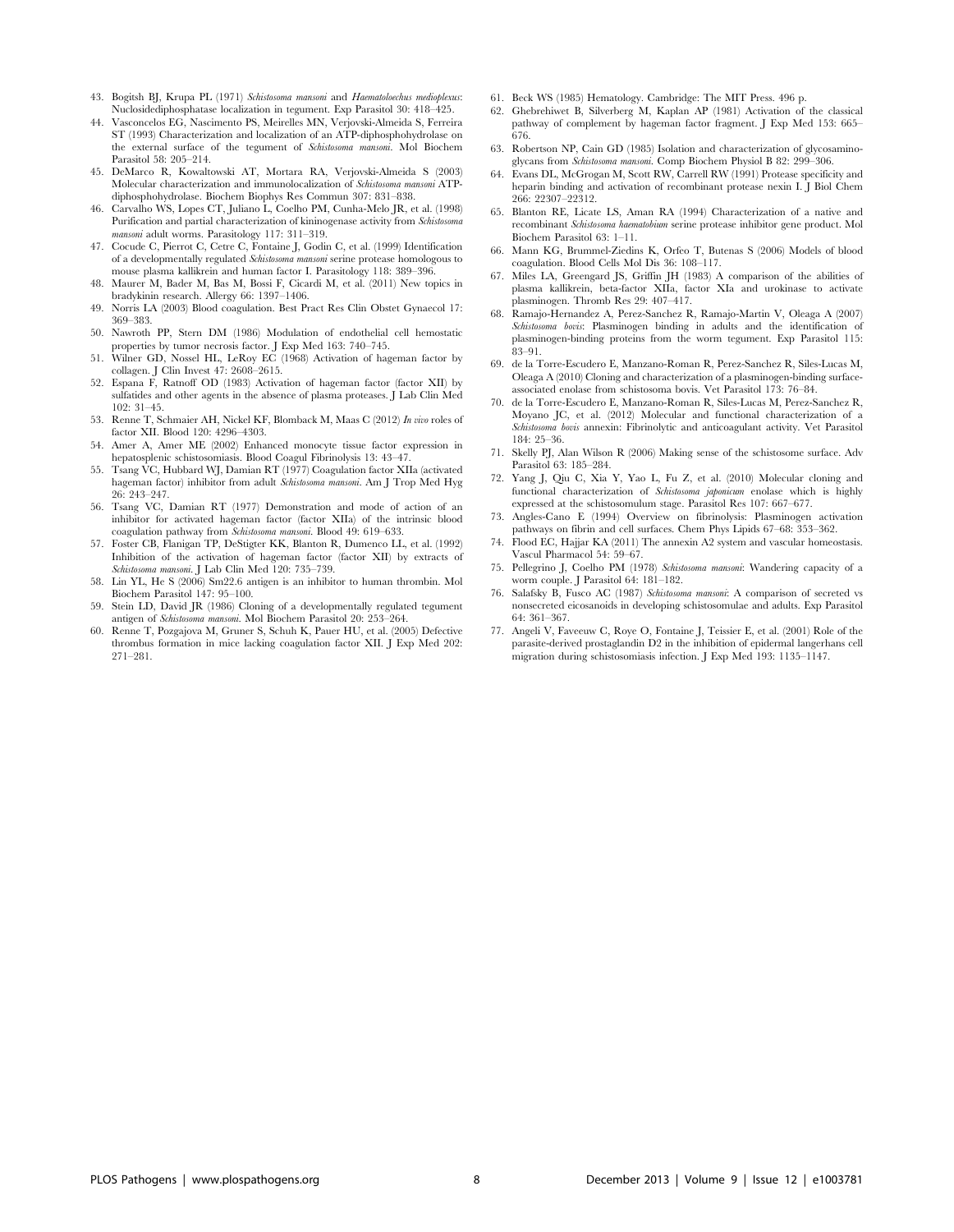43. Bogitsh BJ, Krupa PL (1971) *Schistosoma mansoni* and *Haematoloechus medioplexus*: Nuclosidediphosphatase localization in tegument. Exp Parasitol 30: 418–425.
44. Vasconcelos EG, Nascimento PS, Meirelles MN, Verjovski-Almeida S, Ferreira ST (1993) Characterization and localization of an ATP-diphosphohydrolase on the external surface of the tegument of *Schistosoma mansoni*. Mol Biochem Parasitol 58: 205–214.
45. DeMarco R, Kowaltowski AT, Mortara RA, Verjovski-Almeida S (2003) Molecular characterization and immunolocalization of *Schistosoma mansoni* ATP-diphosphohydrolase. Biochem Biophys Res Commun 307: 831–838.
46. Carvalho WS, Lopes CT, Juliano L, Coelho PM, Cunha-Melo JR, et al. (1998) Purification and partial characterization of kininogenase activity from *Schistosoma mansoni* adult worms. Parasitology 117: 311–319.
47. Cocude C, Pierrot C, Cetre C, Fontaine J, Godin C, et al. (1999) Identification of a developmentally regulated *Schistosoma mansoni* serine protease homologous to mouse plasma kallikrein and human factor I. Parasitology 118: 389–396.
48. Maurer M, Bader M, Bas M, Bossi F, Cicardi M, et al. (2011) New topics in bradykinin research. Allergy 66: 1397–1406.
49. Norris LA (2003) Blood coagulation. Best Pract Res Clin Obstet Gynaecol 17: 369–383.
50. Nawroth PP, Stern DM (1986) Modulation of endothelial cell hemostatic properties by tumor necrosis factor. J Exp Med 163: 740–745.
51. Wilner GD, Nossel HL, LeRoy EC (1968) Activation of hageman factor by collagen. J Clin Invest 47: 2608–2615.
52. Espana F, Ratnoff OD (1983) Activation of hageman factor (factor XII) by sulfatides and other agents in the absence of plasma proteases. J Lab Clin Med 102: 31–45.
53. Renne T, Schmaier AH, Nickel KF, Blomback M, Maas C (2012) *In vivo* roles of factor XII. Blood 120: 4296–4303.
54. Amer A, Amer ME (2002) Enhanced monocyte tissue factor expression in hepatosplenic schistosomiasis. Blood Coagul Fibrinolysis 13: 43–47.
55. Tsang VC, Hubbard WJ, Damian RT (1977) Coagulation factor XIIa (activated hageman factor) inhibitor from adult *Schistosoma mansoni*. Am J Trop Med Hyg 26: 243–247.
56. Tsang VC, Damian RT (1977) Demonstration and mode of action of an inhibitor for activated hageman factor (factor XIIa) of the intrinsic blood coagulation pathway from *Schistosoma mansoni*. Blood 49: 619–633.
57. Foster CB, Flanigan TP, DeStigter KK, Blanton R, Dumenco LL, et al. (1992) Inhibition of the activation of hageman factor (factor XII) by extracts of *Schistosoma mansoni*. J Lab Clin Med 120: 735–739.
58. Lin YL, He S (2006) Sm22.6 antigen is an inhibitor to human thrombin. Mol Biochem Parasitol 147: 95–100.
59. Stein LD, David JR (1986) Cloning of a developmentally regulated tegument antigen of *Schistosoma mansoni*. Mol Biochem Parasitol 20: 253–264.
60. Renne T, Pozgajova M, Gruner S, Schuh K, Pauer HU, et al. (2005) Defective thrombus formation in mice lacking coagulation factor XII. J Exp Med 202: 271–281.
61. Beck WS (1985) Hematology. Cambridge: The MIT Press. 496 p.
62. Ghebrehiwet B, Silverberg M, Kaplan AP (1981) Activation of the classical pathway of complement by hageman factor fragment. J Exp Med 153: 665–676.
63. Robertson NP, Cain GD (1985) Isolation and characterization of glycosaminoglycans from *Schistosoma mansoni*. Comp Biochem Physiol B 82: 299–306.
64. Evans DL, McGrogan M, Scott RW, Carrell RW (1991) Protease specificity and heparin binding and activation of recombinant protease nexin I. J Biol Chem 266: 22307–22312.
65. Blanton RE, Licate LS, Aman RA (1994) Characterization of a native and recombinant *Schistosoma haematobium* serine protease inhibitor gene product. Mol Biochem Parasitol 63: 1–11.
66. Mann KG, Brummel-Ziedins K, Orfeo T, Butenas S (2006) Models of blood coagulation. Blood Cells Mol Dis 36: 108–117.
67. Miles LA, Greengard JS, Griffin JH (1983) A comparison of the abilities of plasma kallikrein, beta-factor XIIa, factor XIa and urokinase to activate plasminogen. Thromb Res 29: 407–417.
68. Ramajo-Hernandez A, Perez-Sanchez R, Ramajo-Martin V, Oleaga A (2007) *Schistosoma bovis*: Plasminogen binding in adults and the identification of plasminogen-binding proteins from the worm tegument. Exp Parasitol 115: 83–91.
69. de la Torre-Escudero E, Manzano-Roman R, Perez-Sanchez R, Siles-Lucas M, Oleaga A (2010) Cloning and characterization of a plasminogen-binding surface-associated enolase from schistosoma bovis. Vet Parasitol 173: 76–84.
70. de la Torre-Escudero E, Manzano-Roman R, Siles-Lucas M, Perez-Sanchez R, Moyano JC, et al. (2012) Molecular and functional characterization of a *Schistosoma bovis* annexin: Fibrinolytic and anticoagulant activity. Vet Parasitol 184: 25–36.
71. Skelly PJ, Alan Wilson R (2006) Making sense of the schistosome surface. Adv Parasitol 63: 185–284.
72. Yang J, Qiu C, Xia Y, Yao L, Fu Z, et al. (2010) Molecular cloning and functional characterization of *Schistosoma japonicum* enolase which is highly expressed at the schistosomulum stage. Parasitol Res 107: 667–677.
73. Angles-Cano E (1994) Overview on fibrinolysis: Plasminogen activation pathways on fibrin and cell surfaces. Chem Phys Lipids 67–68: 353–362.
74. Flood EC, Hajjar KA (2011) The annexin A2 system and vascular homeostasis. Vascul Pharmacol 54: 59–67.
75. Pellegrino J, Coelho PM (1978) *Schistosoma mansoni*: Wandering capacity of a worm couple. J Parasitol 64: 181–182.
76. Salafsky B, Fusco AC (1987) *Schistosoma mansoni*: A comparison of secreted vs nonsecreted eicosanoids in developing schistosomulae and adults. Exp Parasitol 64: 361–367.
77. Angeli V, Faveeuw C, Roye O, Fontaine J, Teissier E, et al. (2001) Role of the parasite-derived prostaglandin D2 in the inhibition of epidermal langerhans cell migration during schistosomiasis infection. J Exp Med 193: 1135–1147.